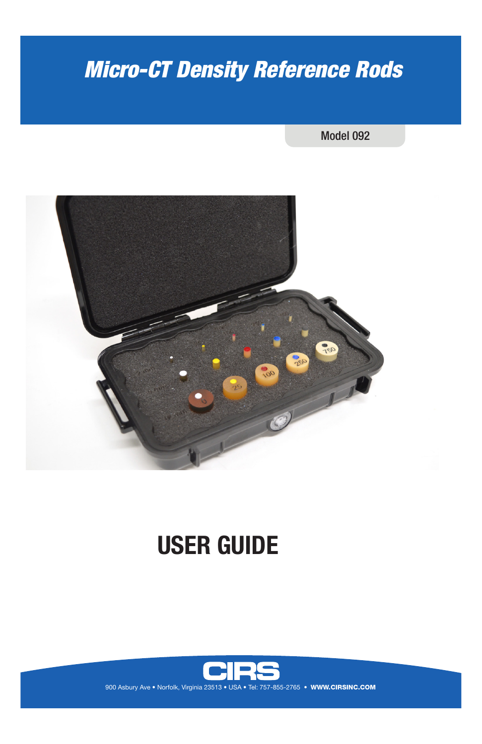# Micro-CT Density Reference Rods

Model 092

# USER GUIDE

CIRS

900 Asbury Ave • Norfolk, Virginia 23513 • USA • Tel: 757-855-2765 • **WWW.CIRSINC.COM**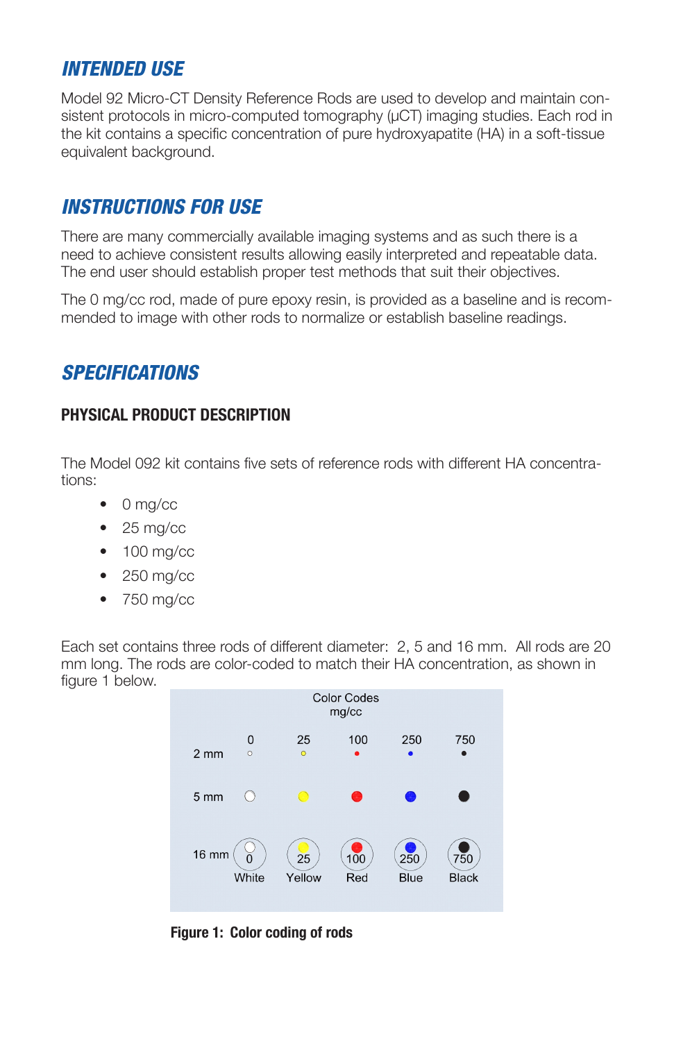## *INTENDED USE*

Model 92 Micro-CT Density Reference Rods are used to develop and maintain consistent protocols in micro-computed tomography (µCT) imaging studies. Each rod in the kit contains a specific concentration of pure hydroxyapatite (HA) in a soft-tissue equivalent background.

## *INSTRUCTIONS FOR USE*

There are many commercially available imaging systems and as such there is a need to achieve consistent results allowing easily interpreted and repeatable data. The end user should establish proper test methods that suit their objectives.

The 0 mg/cc rod, made of pure epoxy resin, is provided as a baseline and is recommended to image with other rods to normalize or establish baseline readings.

## *SPECIFICATIONS*

### PHYSICAL PRODUCT DESCRIPTION

The Model 092 kit contains five sets of reference rods with different HA concentrations:

- 0 mg/cc
- 25 mg/cc
- 100 mg/cc
- 250 mg/cc
- 750 mg/cc

Each set contains three rods of different diameter: 2, 5 and 16 mm. All rods are 20 mm long. The rods are color-coded to match their HA concentration, as shown in figure 1 below.

Color Codes mg/cc

| | 0 | 25 | 100 | 250 | 750 |
|---|---|---|---|---|---|
| 2 mm | ○ | ○ | ● | ● | ● |
| 5 mm | ○ | ○ | ● | ● | ● |
| 16 mm | 0 White | 25 Yellow | 100 Red | 250 Blue | 750 Black |

**Figure 1: Color coding of rods**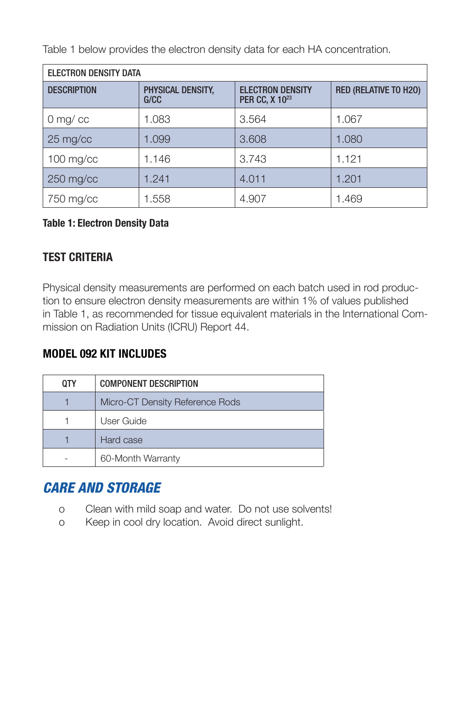Table 1 below provides the electron density data for each HA concentration.

| ELECTRON DENSITY DATA | | | |
|---|---|---|---|
| DESCRIPTION | PHYSICAL DENSITY, G/CC | ELECTRON DENSITY PER CC, X $10^{23}$ | RED (RELATIVE TO H2O) |
| 0 mg/ cc | 1.083 | 3.564 | 1.067 |
| 25 mg/cc | 1.099 | 3.608 | 1.080 |
| 100 mg/cc | 1.146 | 3.743 | 1.121 |
| 250 mg/cc | 1.241 | 4.011 | 1.201 |
| 750 mg/cc | 1.558 | 4.907 | 1.469 |

**Table 1: Electron Density Data**

## TEST CRITERIA

Physical density measurements are performed on each batch used in rod production to ensure electron density measurements are within 1% of values published in Table 1, as recommended for tissue equivalent materials in the International Commission on Radiation Units (ICRU) Report 44.

## MODEL 092 KIT INCLUDES

| QTY | COMPONENT DESCRIPTION |
|---|---|
| 1 | Micro-CT Density Reference Rods |
| 1 | User Guide |
| 1 | Hard case |
| - | 60-Month Warranty |

## *CARE AND STORAGE*

- Clean with mild soap and water. Do not use solvents!
- Keep in cool dry location. Avoid direct sunlight.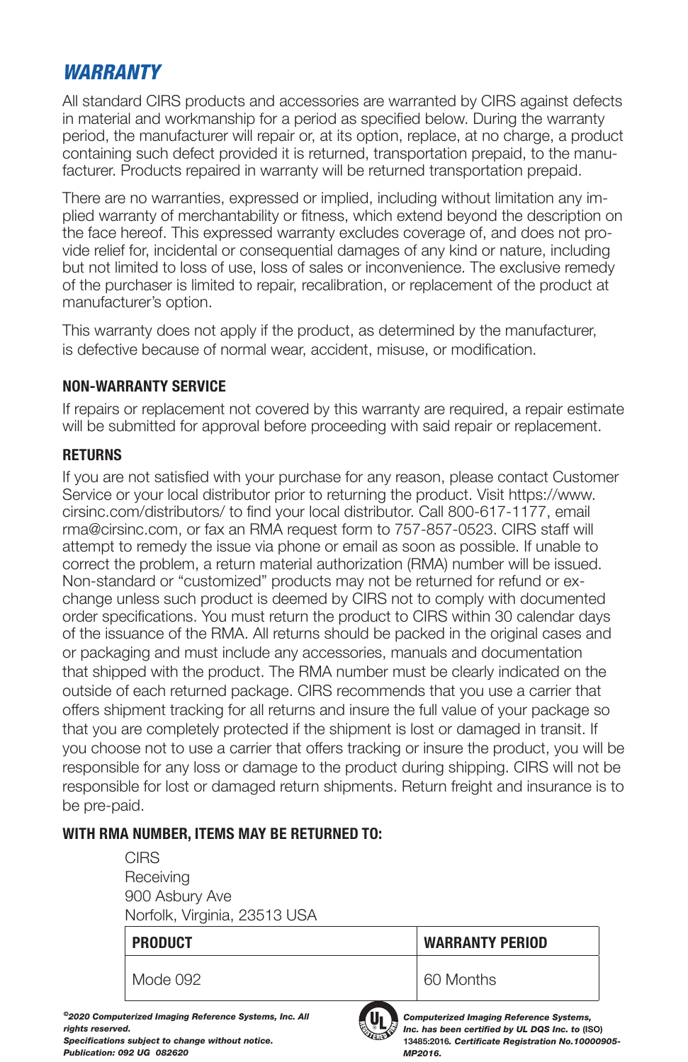## WARRANTY

All standard CIRS products and accessories are warranted by CIRS against defects in material and workmanship for a period as specified below. During the warranty period, the manufacturer will repair or, at its option, replace, at no charge, a product containing such defect provided it is returned, transportation prepaid, to the manufacturer. Products repaired in warranty will be returned transportation prepaid.

There are no warranties, expressed or implied, including without limitation any implied warranty of merchantability or fitness, which extend beyond the description on the face hereof. This expressed warranty excludes coverage of, and does not provide relief for, incidental or consequential damages of any kind or nature, including but not limited to loss of use, loss of sales or inconvenience. The exclusive remedy of the purchaser is limited to repair, recalibration, or replacement of the product at manufacturer's option.

This warranty does not apply if the product, as determined by the manufacturer, is defective because of normal wear, accident, misuse, or modification.

### NON-WARRANTY SERVICE

If repairs or replacement not covered by this warranty are required, a repair estimate will be submitted for approval before proceeding with said repair or replacement.

### RETURNS

If you are not satisfied with your purchase for any reason, please contact Customer Service or your local distributor prior to returning the product. Visit https://www.cirsinc.com/distributors/ to find your local distributor. Call 800-617-1177, email rma@cirsinc.com, or fax an RMA request form to 757-857-0523. CIRS staff will attempt to remedy the issue via phone or email as soon as possible. If unable to correct the problem, a return material authorization (RMA) number will be issued. Non-standard or "customized" products may not be returned for refund or exchange unless such product is deemed by CIRS not to comply with documented order specifications. You must return the product to CIRS within 30 calendar days of the issuance of the RMA. All returns should be packed in the original cases and or packaging and must include any accessories, manuals and documentation that shipped with the product. The RMA number must be clearly indicated on the outside of each returned package. CIRS recommends that you use a carrier that offers shipment tracking for all returns and insure the full value of your package so that you are completely protected if the shipment is lost or damaged in transit. If you choose not to use a carrier that offers tracking or insure the product, you will be responsible for any loss or damage to the product during shipping. CIRS will not be responsible for lost or damaged return shipments. Return freight and insurance is to be pre-paid.

### WITH RMA NUMBER, ITEMS MAY BE RETURNED TO:

CIRS
Receiving
900 Asbury Ave
Norfolk, Virginia, 23513 USA

| PRODUCT | WARRANTY PERIOD |
| --- | --- |
| Mode 092 | 60 Months |

*©2020 Computerized Imaging Reference Systems, Inc. All rights reserved.*
*Specifications subject to change without notice.*
*Publication: 092 UG 082620*

*Computerized Imaging Reference Systems, Inc. has been certified by UL DQS Inc. to* (ISO) 13485:2016*. Certificate Registration No.10000905-MP2016.*